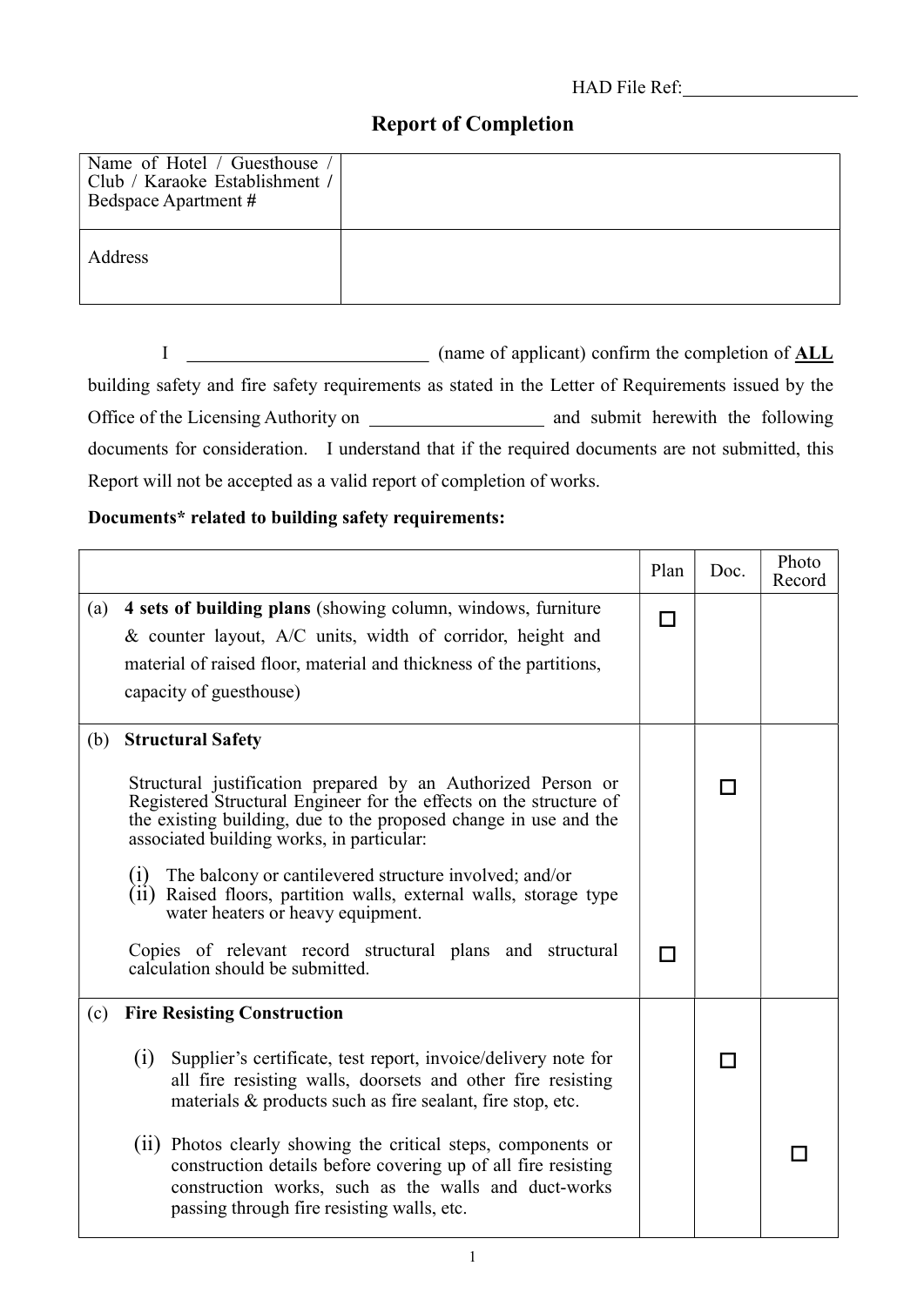HAD File Ref:\_\_\_\_\_\_\_\_\_\_\_\_\_\_\_\_\_\_

# Report of Completion

| Name of Hotel / Guesthouse / Club / Karaoke Establishment / Bedspace Apartment # | |
|---|---|
| Address | |

I \_\_\_\_\_\_\_\_\_\_\_\_\_\_\_\_\_\_\_\_\_\_\_\_\_\_ (name of applicant) confirm the completion of **ALL** building safety and fire safety requirements as stated in the Letter of Requirements issued by the Office of the Licensing Authority on \_\_\_\_\_\_\_\_\_\_\_\_\_\_\_\_\_\_\_ and submit herewith the following documents for consideration. I understand that if the required documents are not submitted, this Report will not be accepted as a valid report of completion of works.

**Documents* related to building safety requirements:**

| | Plan | Doc. | Photo Record |
|---|---|---|---|
| (a) **4 sets of building plans** (showing column, windows, furniture & counter layout, A/C units, width of corridor, height and material of raised floor, material and thickness of the partitions, capacity of guesthouse) | ☐ | | |
| (b) **Structural Safety** | | | |
| Structural justification prepared by an Authorized Person or Registered Structural Engineer for the effects on the structure of the existing building, due to the proposed change in use and the associated building works, in particular:<br>(i) The balcony or cantilevered structure involved; and/or<br>(ii) Raised floors, partition walls, external walls, storage type water heaters or heavy equipment. | | ☐ | |
| Copies of relevant record structural plans and structural calculation should be submitted. | ☐ | | |
| (c) **Fire Resisting Construction** | | | |
| (i) Supplier's certificate, test report, invoice/delivery note for all fire resisting walls, doorsets and other fire resisting materials & products such as fire sealant, fire stop, etc. | | ☐ | |
| (ii) Photos clearly showing the critical steps, components or construction details before covering up of all fire resisting construction works, such as the walls and duct-works passing through fire resisting walls, etc. | | | ☐ |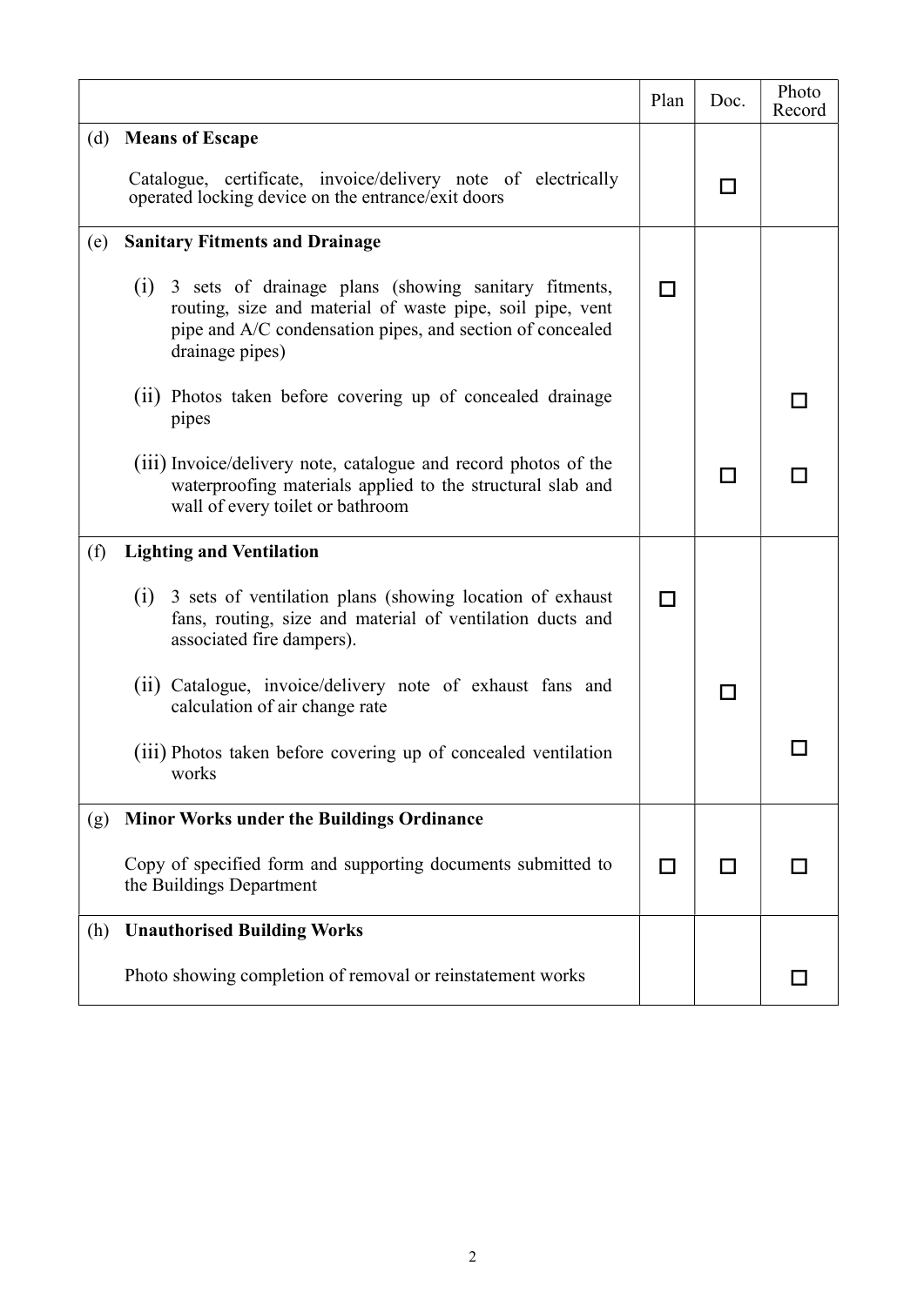| | Plan | Doc. | Photo Record |
|---|---|---|---|
| (d) **Means of Escape** | | | |
| Catalogue, certificate, invoice/delivery note of electrically operated locking device on the entrance/exit doors | | ☐ | |
| (e) **Sanitary Fitments and Drainage** | | | |
| (i) 3 sets of drainage plans (showing sanitary fitments, routing, size and material of waste pipe, soil pipe, vent pipe and A/C condensation pipes, and section of concealed drainage pipes) | ☐ | | |
| (ii) Photos taken before covering up of concealed drainage pipes | | | ☐ |
| (iii) Invoice/delivery note, catalogue and record photos of the waterproofing materials applied to the structural slab and wall of every toilet or bathroom | | ☐ | ☐ |
| (f) **Lighting and Ventilation** | | | |
| (i) 3 sets of ventilation plans (showing location of exhaust fans, routing, size and material of ventilation ducts and associated fire dampers). | ☐ | | |
| (ii) Catalogue, invoice/delivery note of exhaust fans and calculation of air change rate | | ☐ | |
| (iii) Photos taken before covering up of concealed ventilation works | | | ☐ |
| (g) **Minor Works under the Buildings Ordinance** | | | |
| Copy of specified form and supporting documents submitted to the Buildings Department | ☐ | ☐ | ☐ |
| (h) **Unauthorised Building Works** | | | |
| Photo showing completion of removal or reinstatement works | | | ☐ |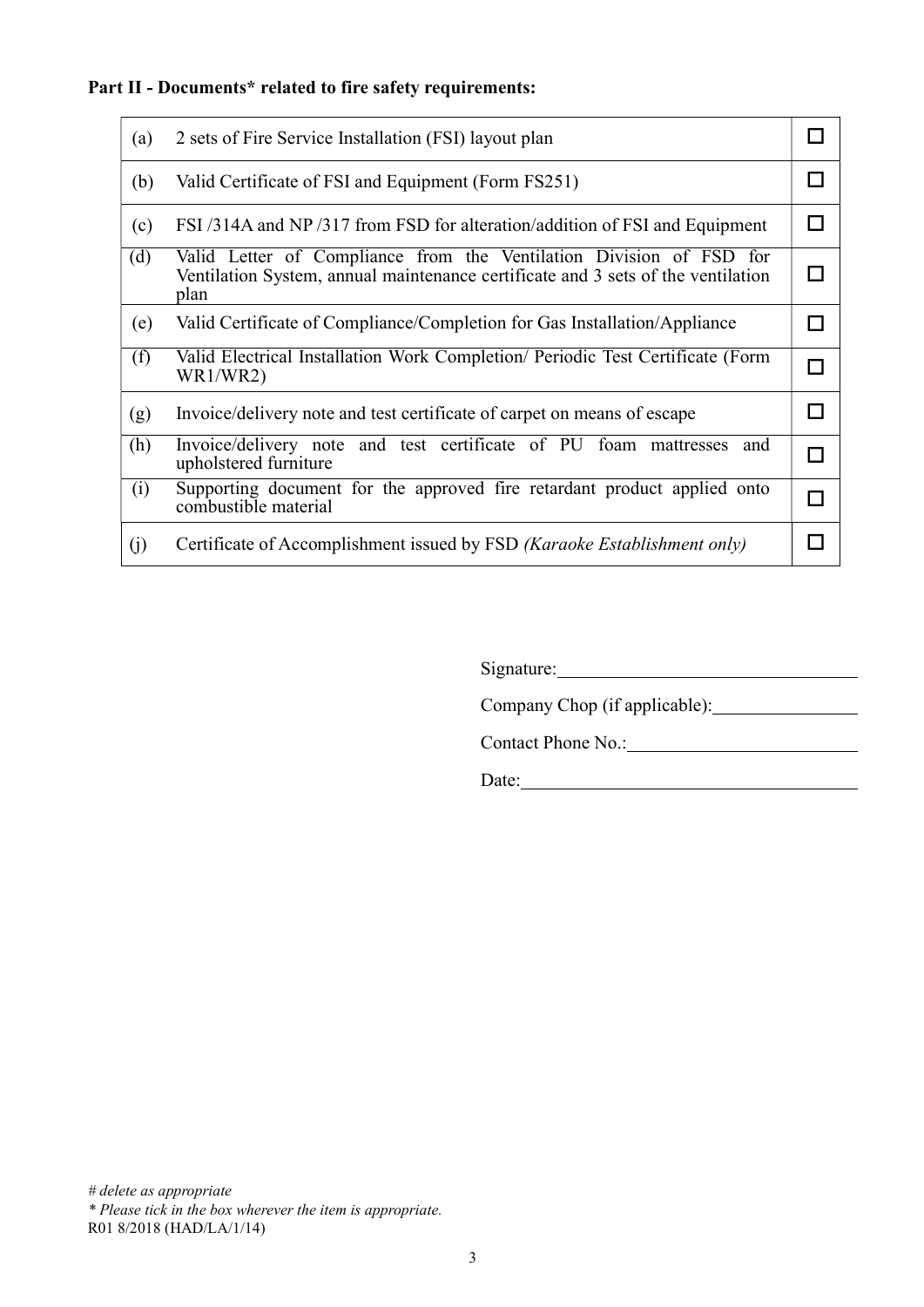**Part II - Documents* related to fire safety requirements:**

| | | |
|---|---|---|
| (a) | 2 sets of Fire Service Installation (FSI) layout plan | ☐ |
| (b) | Valid Certificate of FSI and Equipment (Form FS251) | ☐ |
| (c) | FSI /314A and NP /317 from FSD for alteration/addition of FSI and Equipment | ☐ |
| (d) | Valid Letter of Compliance from the Ventilation Division of FSD for Ventilation System, annual maintenance certificate and 3 sets of the ventilation plan | ☐ |
| (e) | Valid Certificate of Compliance/Completion for Gas Installation/Appliance | ☐ |
| (f) | Valid Electrical Installation Work Completion/ Periodic Test Certificate (Form WR1/WR2) | ☐ |
| (g) | Invoice/delivery note and test certificate of carpet on means of escape | ☐ |
| (h) | Invoice/delivery note and test certificate of PU foam mattresses and upholstered furniture | ☐ |
| (i) | Supporting document for the approved fire retardant product applied onto combustible material | ☐ |
| (j) | Certificate of Accomplishment issued by FSD *(Karaoke Establishment only)* | ☐ |

Signature: ____________________

Company Chop (if applicable): ____________________

Contact Phone No.: ____________________

Date: ____________________

*# delete as appropriate*

*\* Please tick in the box wherever the item is appropriate.*

R01 8/2018 (HAD/LA/1/14)